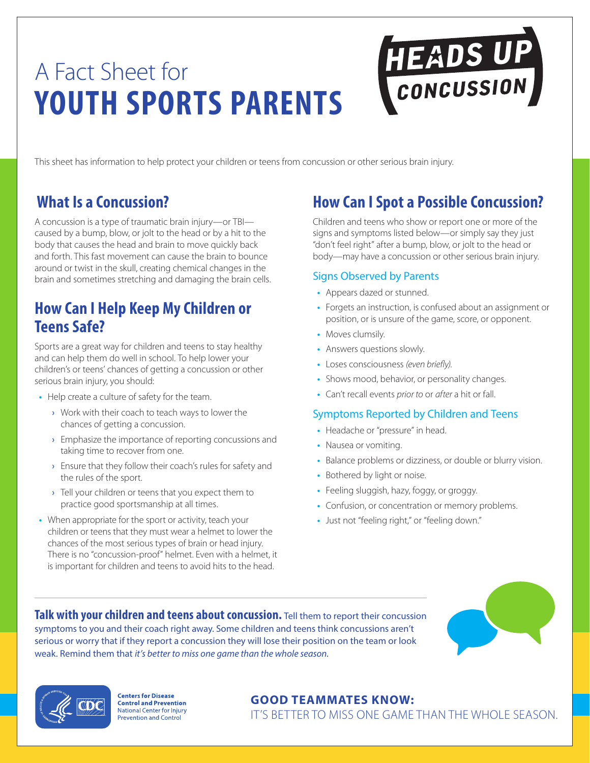# A Fact Sheet for **YOUTH SPORTS PARENTS**

HEADS UP CONCUSSION

This sheet has information to help protect your children or teens from concussion or other serious brain injury.

## What Is a Concussion?

A concussion is a type of traumatic brain injury—or TBI—caused by a bump, blow, or jolt to the head or by a hit to the body that causes the head and brain to move quickly back and forth. This fast movement can cause the brain to bounce around or twist in the skull, creating chemical changes in the brain and sometimes stretching and damaging the brain cells.

## How Can I Help Keep My Children or Teens Safe?

Sports are a great way for children and teens to stay healthy and can help them do well in school. To help lower your children's or teens' chances of getting a concussion or other serious brain injury, you should:

- Help create a culture of safety for the team.
  - Work with their coach to teach ways to lower the chances of getting a concussion.
  - Emphasize the importance of reporting concussions and taking time to recover from one.
  - Ensure that they follow their coach's rules for safety and the rules of the sport.
  - Tell your children or teens that you expect them to practice good sportsmanship at all times.
- When appropriate for the sport or activity, teach your children or teens that they must wear a helmet to lower the chances of the most serious types of brain or head injury. There is no "concussion-proof" helmet. Even with a helmet, it is important for children and teens to avoid hits to the head.

## How Can I Spot a Possible Concussion?

Children and teens who show or report one or more of the signs and symptoms listed below—or simply say they just "don't feel right" after a bump, blow, or jolt to the head or body—may have a concussion or other serious brain injury.

### Signs Observed by Parents

- Appears dazed or stunned.
- Forgets an instruction, is confused about an assignment or position, or is unsure of the game, score, or opponent.
- Moves clumsily.
- Answers questions slowly.
- Loses consciousness *(even briefly)*.
- Shows mood, behavior, or personality changes.
- Can't recall events *prior to* or *after* a hit or fall.

### Symptoms Reported by Children and Teens

- Headache or "pressure" in head.
- Nausea or vomiting.
- Balance problems or dizziness, or double or blurry vision.
- Bothered by light or noise.
- Feeling sluggish, hazy, foggy, or groggy.
- Confusion, or concentration or memory problems.
- Just not "feeling right," or "feeling down."

**Talk with your children and teens about concussion.** Tell them to report their concussion symptoms to you and their coach right away. Some children and teens think concussions aren't serious or worry that if they report a concussion they will lose their position on the team or look weak. Remind them that *it's better to miss one game than the whole season.*

Centers for Disease Control and Prevention
National Center for Injury Prevention and Control

**GOOD TEAMMATES KNOW:**
IT'S BETTER TO MISS ONE GAME THAN THE WHOLE SEASON.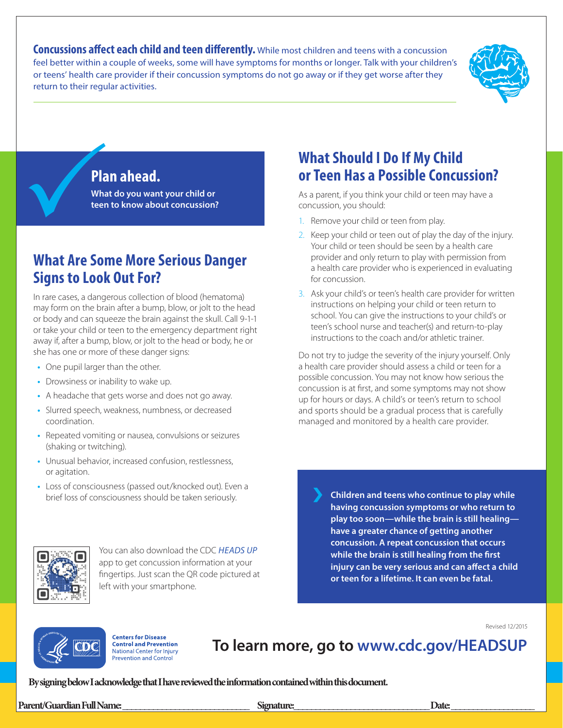**Concussions affect each child and teen differently.** While most children and teens with a concussion feel better within a couple of weeks, some will have symptoms for months or longer. Talk with your children's or teens' health care provider if their concussion symptoms do not go away or if they get worse after they return to their regular activities.

## Plan ahead.

**What do you want your child or teen to know about concussion?**

## What Are Some More Serious Danger Signs to Look Out For?

In rare cases, a dangerous collection of blood (hematoma) may form on the brain after a bump, blow, or jolt to the head or body and can squeeze the brain against the skull. Call 9-1-1 or take your child or teen to the emergency department right away if, after a bump, blow, or jolt to the head or body, he or she has one or more of these danger signs:

- One pupil larger than the other.
- Drowsiness or inability to wake up.
- A headache that gets worse and does not go away.
- Slurred speech, weakness, numbness, or decreased coordination.
- Repeated vomiting or nausea, convulsions or seizures (shaking or twitching).
- Unusual behavior, increased confusion, restlessness, or agitation.
- Loss of consciousness (passed out/knocked out). Even a brief loss of consciousness should be taken seriously.

You can also download the CDC *HEADS UP* app to get concussion information at your fingertips. Just scan the QR code pictured at left with your smartphone.

## What Should I Do If My Child or Teen Has a Possible Concussion?

As a parent, if you think your child or teen may have a concussion, you should:

1. Remove your child or teen from play.
2. Keep your child or teen out of play the day of the injury. Your child or teen should be seen by a health care provider and only return to play with permission from a health care provider who is experienced in evaluating for concussion.
3. Ask your child's or teen's health care provider for written instructions on helping your child or teen return to school. You can give the instructions to your child's or teen's school nurse and teacher(s) and return-to-play instructions to the coach and/or athletic trainer.

Do not try to judge the severity of the injury yourself. Only a health care provider should assess a child or teen for a possible concussion. You may not know how serious the concussion is at first, and some symptoms may not show up for hours or days. A child's or teen's return to school and sports should be a gradual process that is carefully managed and monitored by a health care provider.

**Children and teens who continue to play while having concussion symptoms or who return to play too soon—while the brain is still healing—have a greater chance of getting another concussion. A repeat concussion that occurs while the brain is still healing from the first injury can be very serious and can affect a child or teen for a lifetime. It can even be fatal.**

Revised 12/2015

Centers for Disease Control and Prevention
National Center for Injury Prevention and Control

**To learn more, go to www.cdc.gov/HEADSUP**

**By signing below I acknowledge that I have reviewed the information contained within this document.**

**Parent/Guardian Full Name:** ____________________________ **Signature:** ______________________________ **Date:** __________________